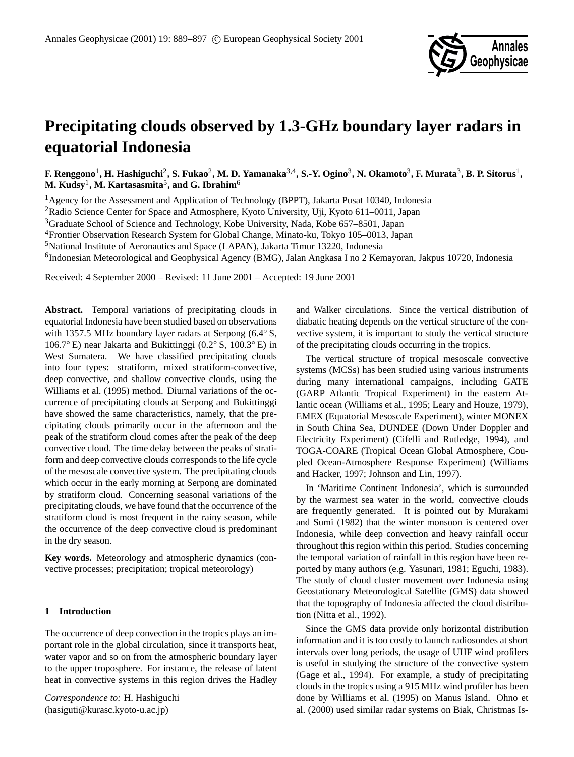# Precipitating clouds observed by 1.3-GHz boundary layer radars in equatorial Indonesia

**F. Renggono[1], H. Hashiguchi[2], S. Fukao[2], M. D. Yamanaka[3,4], S.-Y. Ogino[3], N. Okamoto[3], F. Murata[3], B. P. Sitorus[1], M. Kudsy[1], M. Kartasasmita[5], and G. Ibrahim[6]**

[1]Agency for the Assessment and Application of Technology (BPPT), Jakarta Pusat 10340, Indonesia
[2]Radio Science Center for Space and Atmosphere, Kyoto University, Uji, Kyoto 611–0011, Japan
[3]Graduate School of Science and Technology, Kobe University, Nada, Kobe 657–8501, Japan
[4]Frontier Observation Research System for Global Change, Minato-ku, Tokyo 105–0013, Japan
[5]National Institute of Aeronautics and Space (LAPAN), Jakarta Timur 13220, Indonesia
[6]Indonesian Meteorological and Geophysical Agency (BMG), Jalan Angkasa I no 2 Kemayoran, Jakpus 10720, Indonesia

Received: 4 September 2000 – Revised: 11 June 2001 – Accepted: 19 June 2001

**Abstract.** Temporal variations of precipitating clouds in equatorial Indonesia have been studied based on observations with 1357.5 MHz boundary layer radars at Serpong (6.4° S, 106.7° E) near Jakarta and Bukittinggi (0.2° S, 100.3° E) in West Sumatera. We have classified precipitating clouds into four types: stratiform, mixed stratiform-convective, deep convective, and shallow convective clouds, using the Williams et al. (1995) method. Diurnal variations of the occurrence of precipitating clouds at Serpong and Bukittinggi have showed the same characteristics, namely, that the precipitating clouds primarily occur in the afternoon and the peak of the stratiform cloud comes after the peak of the deep convective cloud. The time delay between the peaks of stratiform and deep convective clouds corresponds to the life cycle of the mesoscale convective system. The precipitating clouds which occur in the early morning at Serpong are dominated by stratiform cloud. Concerning seasonal variations of the precipitating clouds, we have found that the occurrence of the stratiform cloud is most frequent in the rainy season, while the occurrence of the deep convective cloud is predominant in the dry season.

**Key words.** Meteorology and atmospheric dynamics (convective processes; precipitation; tropical meteorology)

## 1 Introduction

The occurrence of deep convection in the tropics plays an important role in the global circulation, since it transports heat, water vapor and so on from the atmospheric boundary layer to the upper troposphere. For instance, the release of latent heat in convective systems in this region drives the Hadley and Walker circulations. Since the vertical distribution of diabatic heating depends on the vertical structure of the convective system, it is important to study the vertical structure of the precipitating clouds occurring in the tropics.

The vertical structure of tropical mesoscale convective systems (MCSs) has been studied using various instruments during many international campaigns, including GATE (GARP Atlantic Tropical Experiment) in the eastern Atlantic ocean (Williams et al., 1995; Leary and Houze, 1979), EMEX (Equatorial Mesoscale Experiment), winter MONEX in South China Sea, DUNDEE (Down Under Doppler and Electricity Experiment) (Cifelli and Rutledge, 1994), and TOGA-COARE (Tropical Ocean Global Atmosphere, Coupled Ocean-Atmosphere Response Experiment) (Williams and Hacker, 1997; Johnson and Lin, 1997).

In 'Maritime Continent Indonesia', which is surrounded by the warmest sea water in the world, convective clouds are frequently generated. It is pointed out by Murakami and Sumi (1982) that the winter monsoon is centered over Indonesia, while deep convection and heavy rainfall occur throughout this region within this period. Studies concerning the temporal variation of rainfall in this region have been reported by many authors (e.g. Yasunari, 1981; Eguchi, 1983). The study of cloud cluster movement over Indonesia using Geostationary Meteorological Satellite (GMS) data showed that the topography of Indonesia affected the cloud distribution (Nitta et al., 1992).

Since the GMS data provide only horizontal distribution information and it is too costly to launch radiosondes at short intervals over long periods, the usage of UHF wind profilers is useful in studying the structure of the convective system (Gage et al., 1994). For example, a study of precipitating clouds in the tropics using a 915 MHz wind profiler has been done by Williams et al. (1995) on Manus Island. Ohno et al. (2000) used similar radar systems on Biak, Christmas Is-

*Correspondence to:* H. Hashiguchi
(hasiguti@kurasc.kyoto-u.ac.jp)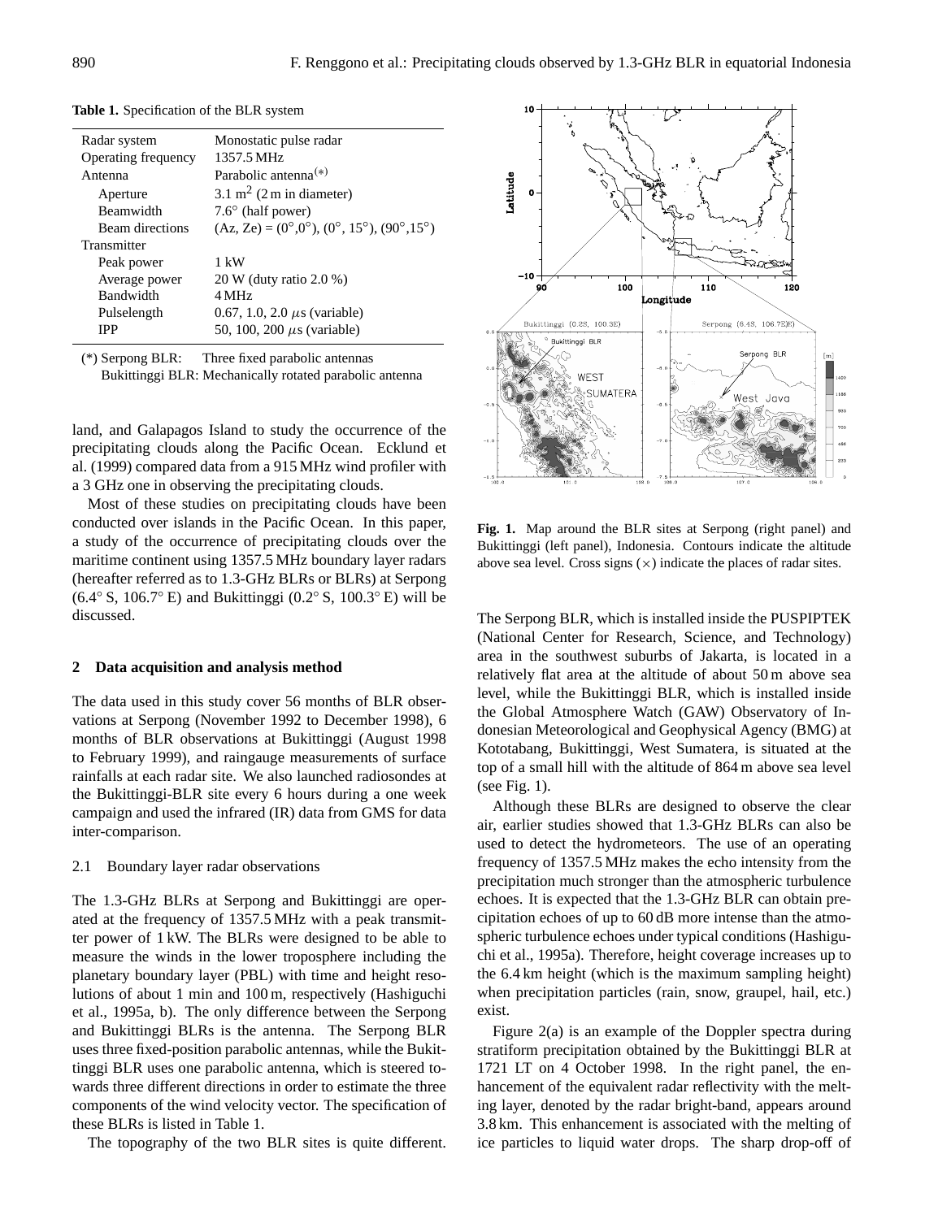**Table 1.** Specification of the BLR system

| | |
|---|---|
| Radar system | Monostatic pulse radar |
| Operating frequency | 1357.5 MHz |
| Antenna | Parabolic antenna(*) |
| Aperture | 3.1 $m^2$ (2 m in diameter) |
| Beamwidth | 7.6° (half power) |
| Beam directions | (Az, Ze) = (0°,0°), (0°, 15°), (90°,15°) |
| Transmitter | |
| Peak power | 1 kW |
| Average power | 20 W (duty ratio 2.0 %) |
| Bandwidth | 4 MHz |
| Pulselength | 0.67, 1.0, 2.0 $\mu$s (variable) |
| IPP | 50, 100, 200 $\mu$s (variable) |

(*) Serpong BLR: Three fixed parabolic antennas
Bukittinggi BLR: Mechanically rotated parabolic antenna

land, and Galapagos Island to study the occurrence of the precipitating clouds along the Pacific Ocean. Ecklund et al. (1999) compared data from a 915 MHz wind profiler with a 3 GHz one in observing the precipitating clouds.

Most of these studies on precipitating clouds have been conducted over islands in the Pacific Ocean. In this paper, a study of the occurrence of precipitating clouds over the maritime continent using 1357.5 MHz boundary layer radars (hereafter referred as to 1.3-GHz BLRs or BLRs) at Serpong (6.4° S, 106.7° E) and Bukittinggi (0.2° S, 100.3° E) will be discussed.

## 2 Data acquisition and analysis method

The data used in this study cover 56 months of BLR observations at Serpong (November 1992 to December 1998), 6 months of BLR observations at Bukittinggi (August 1998 to February 1999), and raingauge measurements of surface rainfalls at each radar site. We also launched radiosondes at the Bukittinggi-BLR site every 6 hours during a one week campaign and used the infrared (IR) data from GMS for data inter-comparison.

### 2.1 Boundary layer radar observations

The 1.3-GHz BLRs at Serpong and Bukittinggi are operated at the frequency of 1357.5 MHz with a peak transmitter power of 1 kW. The BLRs were designed to be able to measure the winds in the lower troposphere including the planetary boundary layer (PBL) with time and height resolutions of about 1 min and 100 m, respectively (Hashiguchi et al., 1995a, b). The only difference between the Serpong and Bukittinggi BLRs is the antenna. The Serpong BLR uses three fixed-position parabolic antennas, while the Bukittinggi BLR uses one parabolic antenna, which is steered towards three different directions in order to estimate the three components of the wind velocity vector. The specification of these BLRs is listed in Table 1.

The topography of the two BLR sites is quite different. The Serpong BLR, which is installed inside the PUSPIPTEK (National Center for Research, Science, and Technology) area in the southwest suburbs of Jakarta, is located in a relatively flat area at the altitude of about 50 m above sea level, while the Bukittinggi BLR, which is installed inside the Global Atmosphere Watch (GAW) Observatory of Indonesian Meteorological and Geophysical Agency (BMG) at Kototabang, Bukittinggi, West Sumatera, is situated at the top of a small hill with the altitude of 864 m above sea level (see Fig. 1).

**Fig. 1.** Map around the BLR sites at Serpong (right panel) and Bukittinggi (left panel), Indonesia. Contours indicate the altitude above sea level. Cross signs (×) indicate the places of radar sites.

Although these BLRs are designed to observe the clear air, earlier studies showed that 1.3-GHz BLRs can also be used to detect the hydrometeors. The use of an operating frequency of 1357.5 MHz makes the echo intensity from the precipitation much stronger than the atmospheric turbulence echoes. It is expected that the 1.3-GHz BLR can obtain precipitation echoes of up to 60 dB more intense than the atmospheric turbulence echoes under typical conditions (Hashiguchi et al., 1995a). Therefore, height coverage increases up to the 6.4 km height (which is the maximum sampling height) when precipitation particles (rain, snow, graupel, hail, etc.) exist.

Figure 2(a) is an example of the Doppler spectra during stratiform precipitation obtained by the Bukittinggi BLR at 1721 LT on 4 October 1998. In the right panel, the enhancement of the equivalent radar reflectivity with the melting layer, denoted by the radar bright-band, appears around 3.8 km. This enhancement is associated with the melting of ice particles to liquid water drops. The sharp drop-off of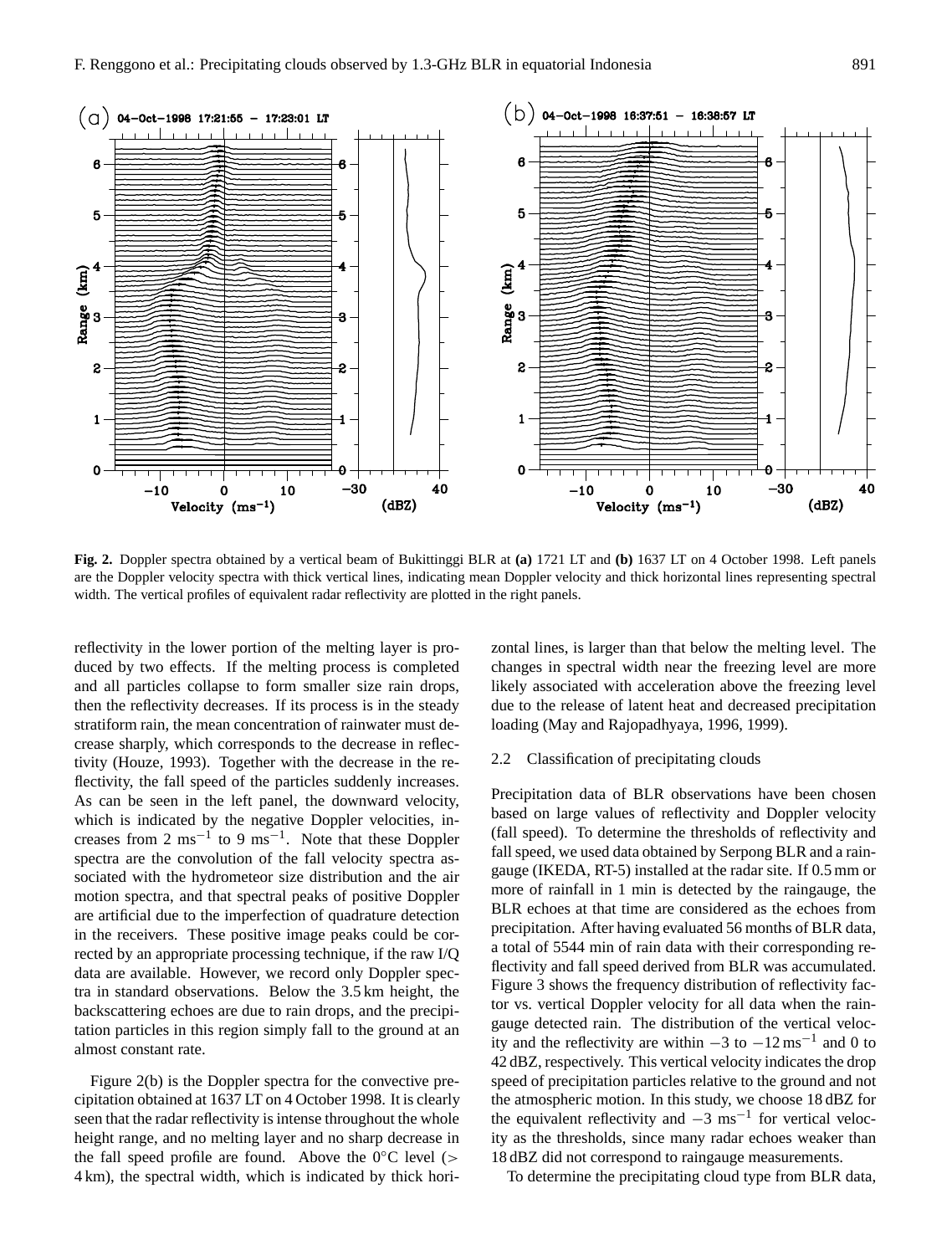**Fig. 2.** Doppler spectra obtained by a vertical beam of Bukittinggi BLR at **(a)** 1721 LT and **(b)** 1637 LT on 4 October 1998. Left panels are the Doppler velocity spectra with thick vertical lines, indicating mean Doppler velocity and thick horizontal lines representing spectral width. The vertical profiles of equivalent radar reflectivity are plotted in the right panels.

reflectivity in the lower portion of the melting layer is produced by two effects. If the melting process is completed and all particles collapse to form smaller size rain drops, then the reflectivity decreases. If its process is in the steady stratiform rain, the mean concentration of rainwater must decrease sharply, which corresponds to the decrease in reflectivity (Houze, 1993). Together with the decrease in the reflectivity, the fall speed of the particles suddenly increases. As can be seen in the left panel, the downward velocity, which is indicated by the negative Doppler velocities, increases from 2 $\mathrm{ms}^{-1}$ to 9 $\mathrm{ms}^{-1}$. Note that these Doppler spectra are the convolution of the fall velocity spectra associated with the hydrometeor size distribution and the air motion spectra, and that spectral peaks of positive Doppler are artificial due to the imperfection of quadrature detection in the receivers. These positive image peaks could be corrected by an appropriate processing technique, if the raw I/Q data are available. However, we record only Doppler spectra in standard observations. Below the 3.5 km height, the backscattering echoes are due to rain drops, and the precipitation particles in this region simply fall to the ground at an almost constant rate.

Figure 2(b) is the Doppler spectra for the convective precipitation obtained at 1637 LT on 4 October 1998. It is clearly seen that the radar reflectivity is intense throughout the whole height range, and no melting layer and no sharp decrease in the fall speed profile are found. Above the 0°C level (> 4 km), the spectral width, which is indicated by thick horizontal lines, is larger than that below the melting level. The changes in spectral width near the freezing level are more likely associated with acceleration above the freezing level due to the release of latent heat and decreased precipitation loading (May and Rajopadhyaya, 1996, 1999).

### 2.2 Classification of precipitating clouds

Precipitation data of BLR observations have been chosen based on large values of reflectivity and Doppler velocity (fall speed). To determine the thresholds of reflectivity and fall speed, we used data obtained by Serpong BLR and a raingauge (IKEDA, RT-5) installed at the radar site. If 0.5 mm or more of rainfall in 1 min is detected by the raingauge, the BLR echoes at that time are considered as the echoes from precipitation. After having evaluated 56 months of BLR data, a total of 5544 min of rain data with their corresponding reflectivity and fall speed derived from BLR was accumulated. Figure 3 shows the frequency distribution of reflectivity factor vs. vertical Doppler velocity for all data when the raingauge detected rain. The distribution of the vertical velocity and the reflectivity are within $-3$ to $-12\,\mathrm{ms}^{-1}$ and 0 to 42 dBZ, respectively. This vertical velocity indicates the drop speed of precipitation particles relative to the ground and not the atmospheric motion. In this study, we choose 18 dBZ for the equivalent reflectivity and $-3$ $\mathrm{ms}^{-1}$ for vertical velocity as the thresholds, since many radar echoes weaker than 18 dBZ did not correspond to raingauge measurements.

To determine the precipitating cloud type from BLR data,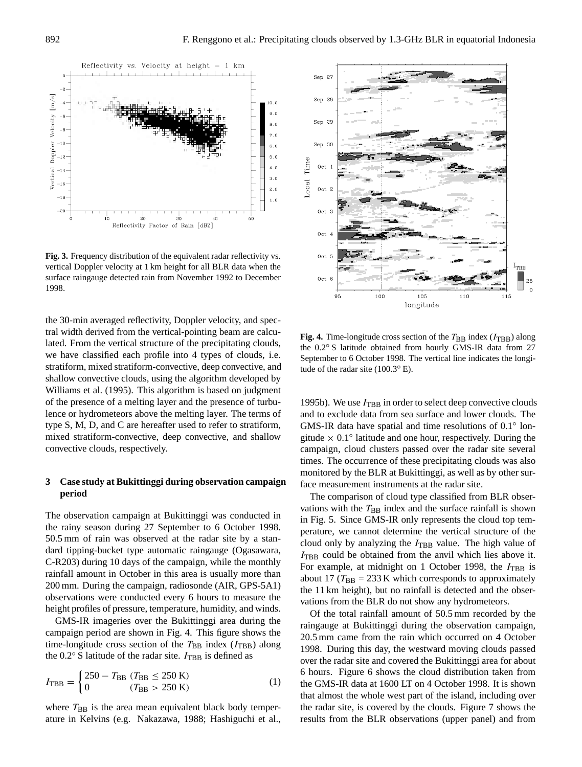Fig. 3. Frequency distribution of the equivalent radar reflectivity vs. vertical Doppler velocity at 1 km height for all BLR data when the surface raingauge detected rain from November 1992 to December 1998.

the 30-min averaged reflectivity, Doppler velocity, and spectral width derived from the vertical-pointing beam are calculated. From the vertical structure of the precipitating clouds, we have classified each profile into 4 types of clouds, i.e. stratiform, mixed stratiform-convective, deep convective, and shallow convective clouds, using the algorithm developed by Williams et al. (1995). This algorithm is based on judgment of the presence of a melting layer and the presence of turbulence or hydrometeors above the melting layer. The terms of type S, M, D, and C are hereafter used to refer to stratiform, mixed stratiform-convective, deep convective, and shallow convective clouds, respectively.

## 3 Case study at Bukittinggi during observation campaign period

The observation campaign at Bukittinggi was conducted in the rainy season during 27 September to 6 October 1998. 50.5 mm of rain was observed at the radar site by a standard tipping-bucket type automatic raingauge (Ogasawara, C-R203) during 10 days of the campaign, while the monthly rainfall amount in October in this area is usually more than 200 mm. During the campaign, radiosonde (AIR, GPS-5A1) observations were conducted every 6 hours to measure the height profiles of pressure, temperature, humidity, and winds.

GMS-IR imageries over the Bukittinggi area during the campaign period are shown in Fig. 4. This figure shows the time-longitude cross section of the $T_{BB}$ index ($I_{TBB}$) along the 0.2° S latitude of the radar site. $I_{TBB}$ is defined as

$$I_{TBB} = \begin{cases} 250 - T_{BB} & (T_{BB} \leq 250\,\mathrm{K}) \\ 0 & (T_{BB} > 250\,\mathrm{K}) \end{cases} \quad (1)$$

where $T_{BB}$ is the area mean equivalent black body temperature in Kelvins (e.g. Nakazawa, 1988; Hashiguchi et al., 1995b). We use $I_{TBB}$ in order to select deep convective clouds and to exclude data from sea surface and lower clouds. The GMS-IR data have spatial and time resolutions of 0.1° longitude × 0.1° latitude and one hour, respectively. During the campaign, cloud clusters passed over the radar site several times. The occurrence of these precipitating clouds was also monitored by the BLR at Bukittinggi, as well as by other surface measurement instruments at the radar site.

Fig. 4. Time-longitude cross section of the $T_{BB}$ index ($I_{TBB}$) along the 0.2° S latitude obtained from hourly GMS-IR data from 27 September to 6 October 1998. The vertical line indicates the longitude of the radar site (100.3° E).

The comparison of cloud type classified from BLR observations with the $T_{BB}$ index and the surface rainfall is shown in Fig. 5. Since GMS-IR only represents the cloud top temperature, we cannot determine the vertical structure of the cloud only by analyzing the $I_{TBB}$ value. The high value of $I_{TBB}$ could be obtained from the anvil which lies above it. For example, at midnight on 1 October 1998, the $I_{TBB}$ is about 17 ($T_{BB}$ = 233 K which corresponds to approximately the 11 km height), but no rainfall is detected and the observations from the BLR do not show any hydrometeors.

Of the total rainfall amount of 50.5 mm recorded by the raingauge at Bukittinggi during the observation campaign, 20.5 mm came from the rain which occurred on 4 October 1998. During this day, the westward moving clouds passed over the radar site and covered the Bukittinggi area for about 6 hours. Figure 6 shows the cloud distribution taken from the GMS-IR data at 1600 LT on 4 October 1998. It is shown that almost the whole west part of the island, including over the radar site, is covered by the clouds. Figure 7 shows the results from the BLR observations (upper panel) and from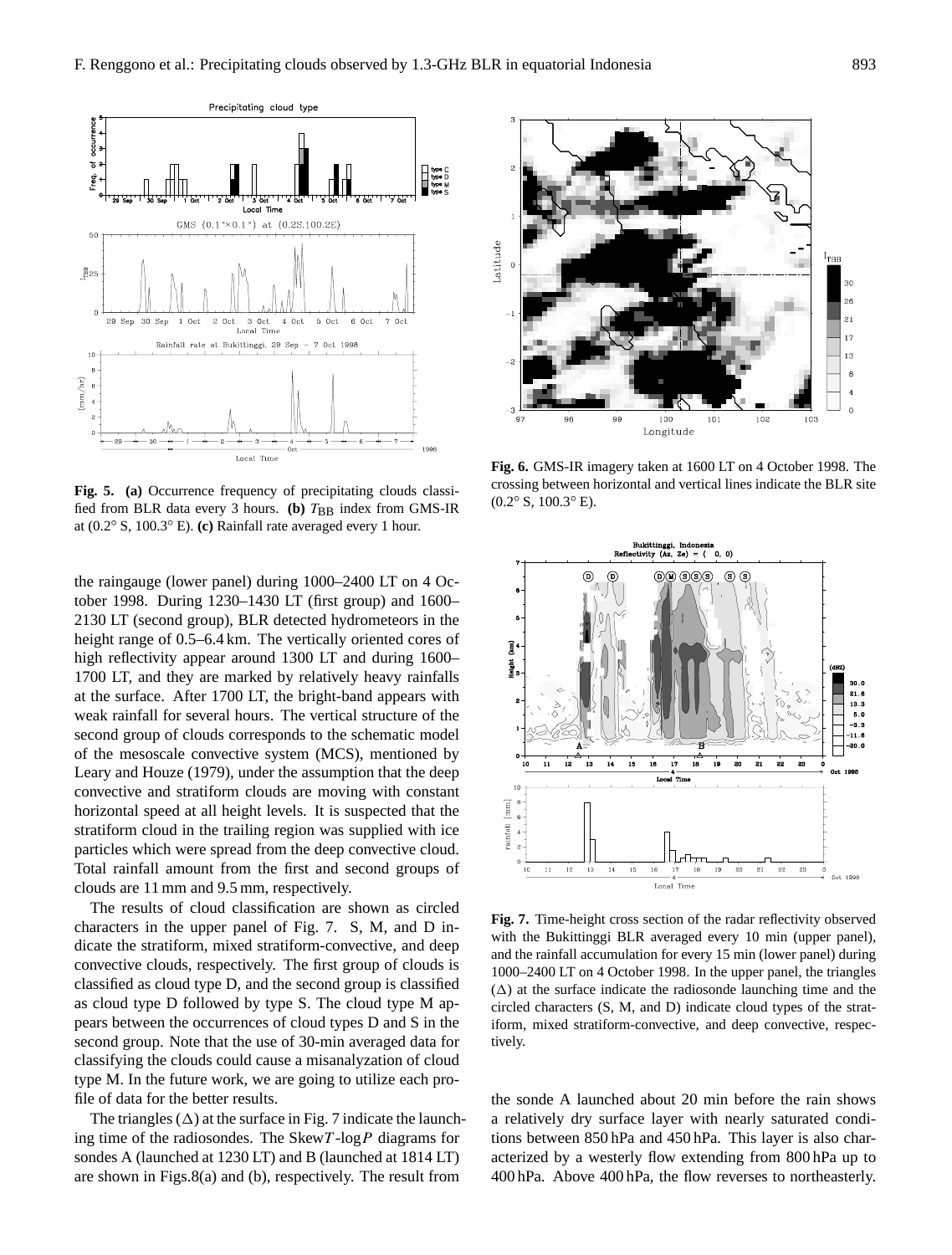**Fig. 5. (a)** Occurrence frequency of precipitating clouds classified from BLR data every 3 hours. **(b)** $T_{BB}$ index from GMS-IR at (0.2° S, 100.3° E). **(c)** Rainfall rate averaged every 1 hour.

**Fig. 6.** GMS-IR imagery taken at 1600 LT on 4 October 1998. The crossing between horizontal and vertical lines indicate the BLR site (0.2° S, 100.3° E).

the raingauge (lower panel) during 1000–2400 LT on 4 October 1998. During 1230–1430 LT (first group) and 1600–2130 LT (second group), BLR detected hydrometeors in the height range of 0.5–6.4 km. The vertically oriented cores of high reflectivity appear around 1300 LT and during 1600–1700 LT, and they are marked by relatively heavy rainfalls at the surface. After 1700 LT, the bright-band appears with weak rainfall for several hours. The vertical structure of the second group of clouds corresponds to the schematic model of the mesoscale convective system (MCS), mentioned by Leary and Houze (1979), under the assumption that the deep convective and stratiform clouds are moving with constant horizontal speed at all height levels. It is suspected that the stratiform cloud in the trailing region was supplied with ice particles which were spread from the deep convective cloud. Total rainfall amount from the first and second groups of clouds are 11 mm and 9.5 mm, respectively.

The results of cloud classification are shown as circled characters in the upper panel of Fig. 7. S, M, and D indicate the stratiform, mixed stratiform-convective, and deep convective clouds, respectively. The first group of clouds is classified as cloud type D, and the second group is classified as cloud type D followed by type S. The cloud type M appears between the occurrences of cloud types D and S in the second group. Note that the use of 30-min averaged data for classifying the clouds could cause a misanalyzation of cloud type M. In the future work, we are going to utilize each profile of data for the better results.

The triangles (Δ) at the surface in Fig. 7 indicate the launching time of the radiosondes. The Skew$T$-log$P$ diagrams for sondes A (launched at 1230 LT) and B (launched at 1814 LT) are shown in Figs.8(a) and (b), respectively. The result from the sonde A launched about 20 min before the rain shows a relatively dry surface layer with nearly saturated conditions between 850 hPa and 450 hPa. This layer is also characterized by a westerly flow extending from 800 hPa up to 400 hPa. Above 400 hPa, the flow reverses to northeasterly.

**Fig. 7.** Time-height cross section of the radar reflectivity observed with the Bukittinggi BLR averaged every 10 min (upper panel), and the rainfall accumulation for every 15 min (lower panel) during 1000–2400 LT on 4 October 1998. In the upper panel, the triangles (Δ) at the surface indicate the radiosonde launching time and the circled characters (S, M, and D) indicate cloud types of the stratiform, mixed stratiform-convective, and deep convective, respectively.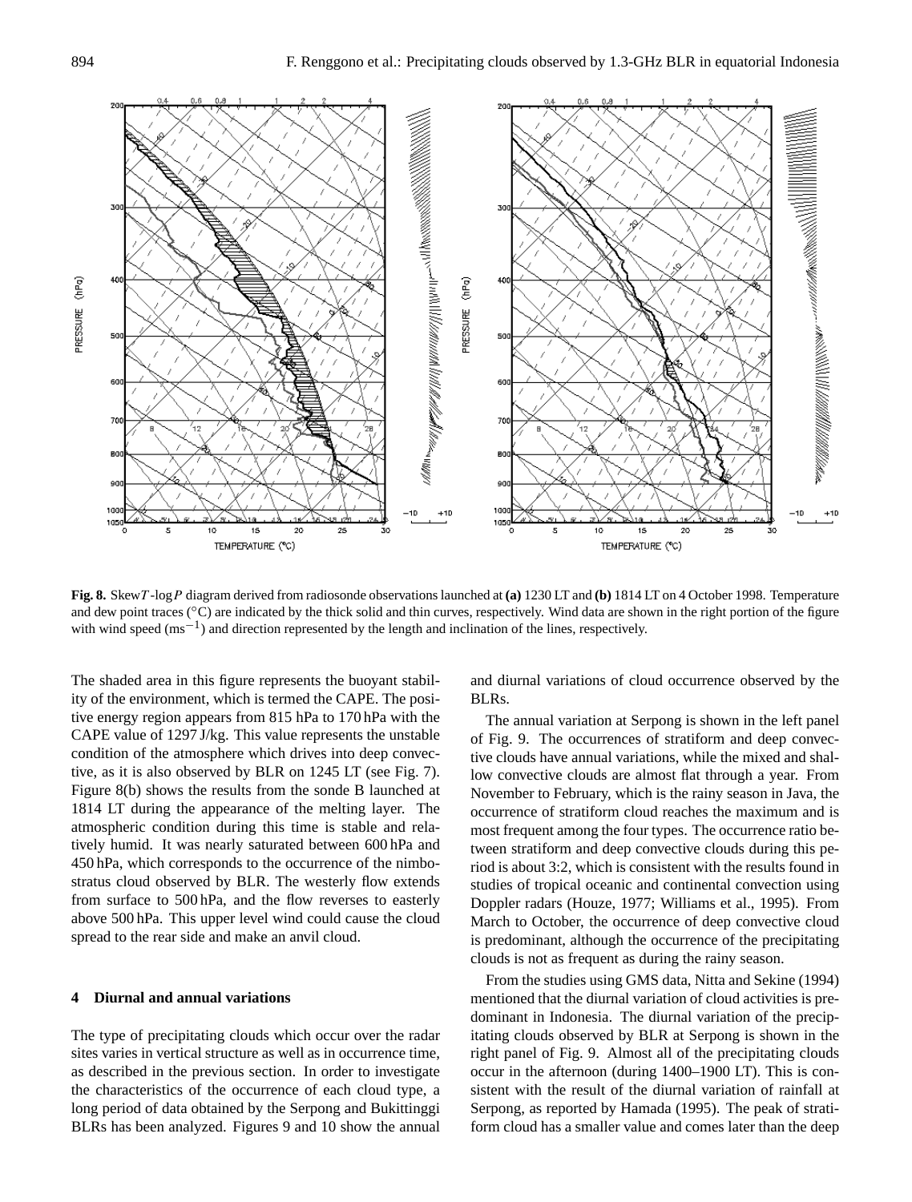**Fig. 8.** Skew$T$-log$P$ diagram derived from radiosonde observations launched at **(a)** 1230 LT and **(b)** 1814 LT on 4 October 1998. Temperature and dew point traces (°C) are indicated by the thick solid and thin curves, respectively. Wind data are shown in the right portion of the figure with wind speed ($\mathrm{ms}^{-1}$) and direction represented by the length and inclination of the lines, respectively.

The shaded area in this figure represents the buoyant stability of the environment, which is termed the CAPE. The positive energy region appears from 815 hPa to 170 hPa with the CAPE value of 1297 J/kg. This value represents the unstable condition of the atmosphere which drives into deep convective, as it is also observed by BLR on 1245 LT (see Fig. 7). Figure 8(b) shows the results from the sonde B launched at 1814 LT during the appearance of the melting layer. The atmospheric condition during this time is stable and relatively humid. It was nearly saturated between 600 hPa and 450 hPa, which corresponds to the occurrence of the nimbostratus cloud observed by BLR. The westerly flow extends from surface to 500 hPa, and the flow reverses to easterly above 500 hPa. This upper level wind could cause the cloud spread to the rear side and make an anvil cloud.

## 4 Diurnal and annual variations

The type of precipitating clouds which occur over the radar sites varies in vertical structure as well as in occurrence time, as described in the previous section. In order to investigate the characteristics of the occurrence of each cloud type, a long period of data obtained by the Serpong and Bukittinggi BLRs has been analyzed. Figures 9 and 10 show the annual and diurnal variations of cloud occurrence observed by the BLRs.

The annual variation at Serpong is shown in the left panel of Fig. 9. The occurrences of stratiform and deep convective clouds have annual variations, while the mixed and shallow convective clouds are almost flat through a year. From November to February, which is the rainy season in Java, the occurrence of stratiform cloud reaches the maximum and is most frequent among the four types. The occurrence ratio between stratiform and deep convective clouds during this period is about 3:2, which is consistent with the results found in studies of tropical oceanic and continental convection using Doppler radars (Houze, 1977; Williams et al., 1995). From March to October, the occurrence of deep convective cloud is predominant, although the occurrence of the precipitating clouds is not as frequent as during the rainy season.

From the studies using GMS data, Nitta and Sekine (1994) mentioned that the diurnal variation of cloud activities is predominant in Indonesia. The diurnal variation of the precipitating clouds observed by BLR at Serpong is shown in the right panel of Fig. 9. Almost all of the precipitating clouds occur in the afternoon (during 1400–1900 LT). This is consistent with the result of the diurnal variation of rainfall at Serpong, as reported by Hamada (1995). The peak of stratiform cloud has a smaller value and comes later than the deep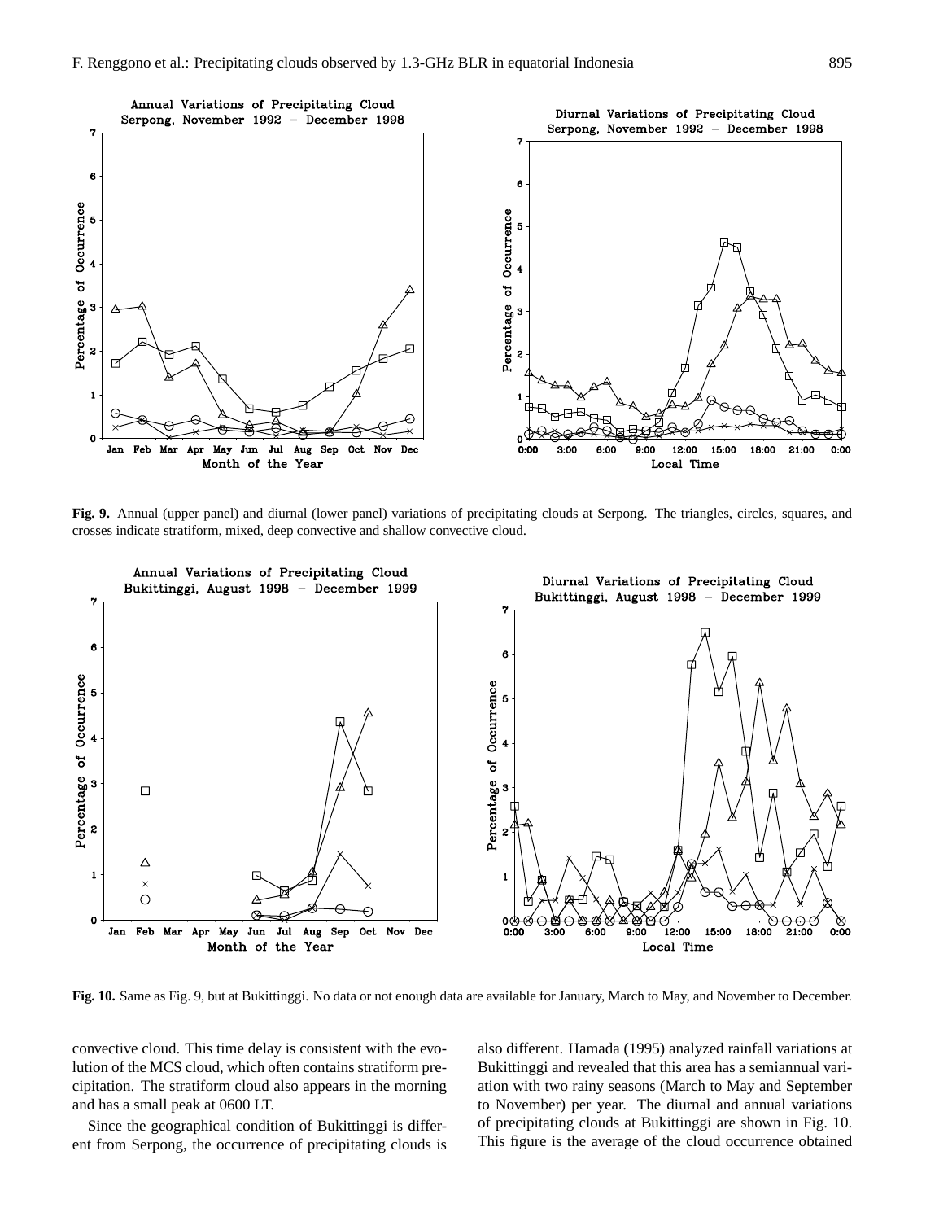**Fig. 9.** Annual (upper panel) and diurnal (lower panel) variations of precipitating clouds at Serpong. The triangles, circles, squares, and crosses indicate stratiform, mixed, deep convective and shallow convective cloud.

**Fig. 10.** Same as Fig. 9, but at Bukittinggi. No data or not enough data are available for January, March to May, and November to December.

convective cloud. This time delay is consistent with the evolution of the MCS cloud, which often contains stratiform precipitation. The stratiform cloud also appears in the morning and has a small peak at 0600 LT.

Since the geographical condition of Bukittinggi is different from Serpong, the occurrence of precipitating clouds is also different. Hamada (1995) analyzed rainfall variations at Bukittinggi and revealed that this area has a semiannual variation with two rainy seasons (March to May and September to November) per year. The diurnal and annual variations of precipitating clouds at Bukittinggi are shown in Fig. 10. This figure is the average of the cloud occurrence obtained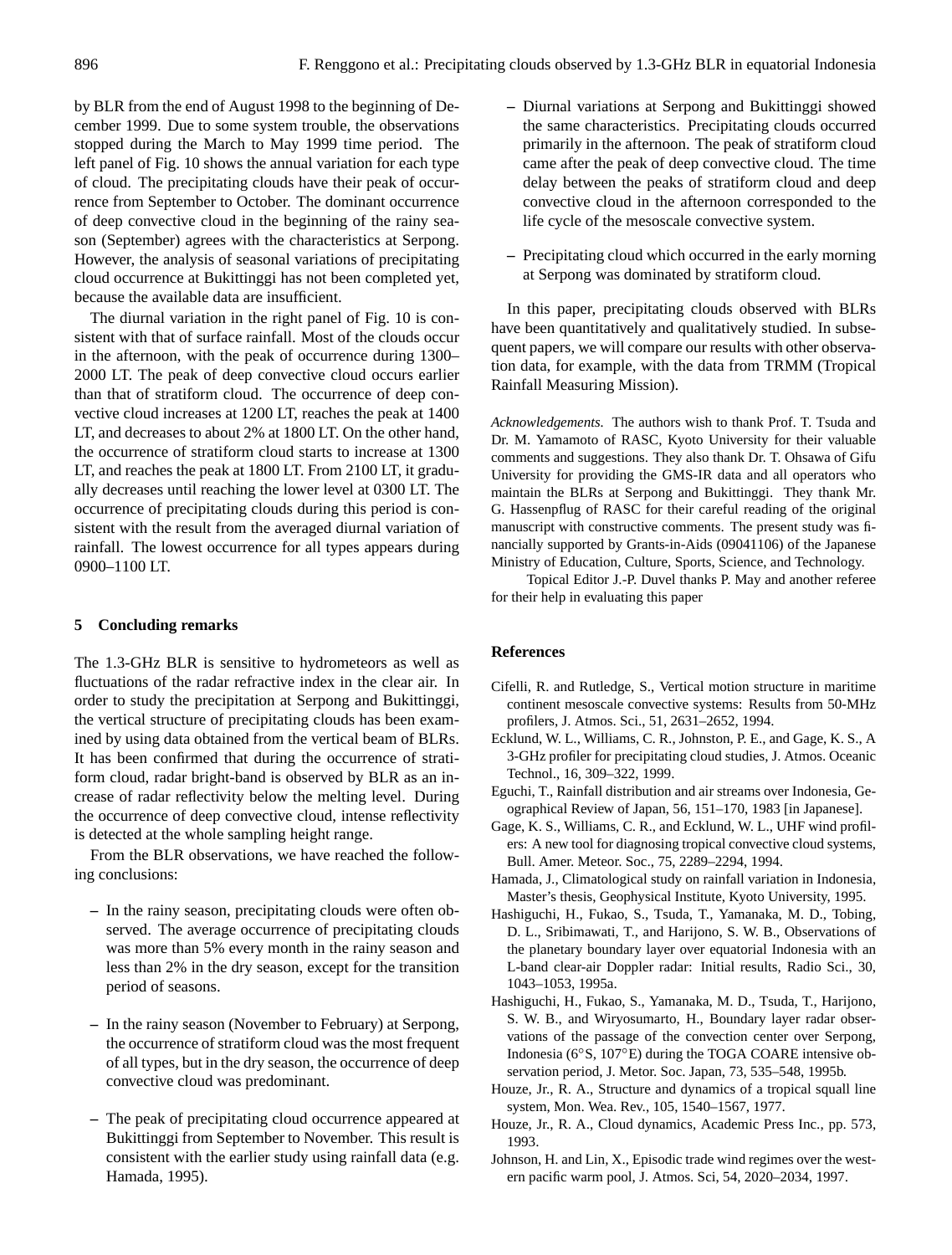by BLR from the end of August 1998 to the beginning of December 1999. Due to some system trouble, the observations stopped during the March to May 1999 time period. The left panel of Fig. 10 shows the annual variation for each type of cloud. The precipitating clouds have their peak of occurrence from September to October. The dominant occurrence of deep convective cloud in the beginning of the rainy season (September) agrees with the characteristics at Serpong. However, the analysis of seasonal variations of precipitating cloud occurrence at Bukittinggi has not been completed yet, because the available data are insufficient.

The diurnal variation in the right panel of Fig. 10 is consistent with that of surface rainfall. Most of the clouds occur in the afternoon, with the peak of occurrence during 1300–2000 LT. The peak of deep convective cloud occurs earlier than that of stratiform cloud. The occurrence of deep convective cloud increases at 1200 LT, reaches the peak at 1400 LT, and decreases to about 2% at 1800 LT. On the other hand, the occurrence of stratiform cloud starts to increase at 1300 LT, and reaches the peak at 1800 LT. From 2100 LT, it gradually decreases until reaching the lower level at 0300 LT. The occurrence of precipitating clouds during this period is consistent with the result from the averaged diurnal variation of rainfall. The lowest occurrence for all types appears during 0900–1100 LT.

## 5 Concluding remarks

The 1.3-GHz BLR is sensitive to hydrometeors as well as fluctuations of the radar refractive index in the clear air. In order to study the precipitation at Serpong and Bukittinggi, the vertical structure of precipitating clouds has been examined by using data obtained from the vertical beam of BLRs. It has been confirmed that during the occurrence of stratiform cloud, radar bright-band is observed by BLR as an increase of radar reflectivity below the melting level. During the occurrence of deep convective cloud, intense reflectivity is detected at the whole sampling height range.

From the BLR observations, we have reached the following conclusions:

- In the rainy season, precipitating clouds were often observed. The average occurrence of precipitating clouds was more than 5% every month in the rainy season and less than 2% in the dry season, except for the transition period of seasons.
- In the rainy season (November to February) at Serpong, the occurrence of stratiform cloud was the most frequent of all types, but in the dry season, the occurrence of deep convective cloud was predominant.
- The peak of precipitating cloud occurrence appeared at Bukittinggi from September to November. This result is consistent with the earlier study using rainfall data (e.g. Hamada, 1995).
- Diurnal variations at Serpong and Bukittinggi showed the same characteristics. Precipitating clouds occurred primarily in the afternoon. The peak of stratiform cloud came after the peak of deep convective cloud. The time delay between the peaks of stratiform cloud and deep convective cloud in the afternoon corresponded to the life cycle of the mesoscale convective system.
- Precipitating cloud which occurred in the early morning at Serpong was dominated by stratiform cloud.

In this paper, precipitating clouds observed with BLRs have been quantitatively and qualitatively studied. In subsequent papers, we will compare our results with other observation data, for example, with the data from TRMM (Tropical Rainfall Measuring Mission).

*Acknowledgements.* The authors wish to thank Prof. T. Tsuda and Dr. M. Yamamoto of RASC, Kyoto University for their valuable comments and suggestions. They also thank Dr. T. Ohsawa of Gifu University for providing the GMS-IR data and all operators who maintain the BLRs at Serpong and Bukittinggi. They thank Mr. G. Hassenpflug of RASC for their careful reading of the original manuscript with constructive comments. The present study was financially supported by Grants-in-Aids (09041106) of the Japanese Ministry of Education, Culture, Sports, Science, and Technology.

Topical Editor J.-P. Duvel thanks P. May and another referee for their help in evaluating this paper

## References

Cifelli, R. and Rutledge, S., Vertical motion structure in maritime continent mesoscale convective systems: Results from 50-MHz profilers, J. Atmos. Sci., 51, 2631–2652, 1994.

Ecklund, W. L., Williams, C. R., Johnston, P. E., and Gage, K. S., A 3-GHz profiler for precipitating cloud studies, J. Atmos. Oceanic Technol., 16, 309–322, 1999.

Eguchi, T., Rainfall distribution and air streams over Indonesia, Geographical Review of Japan, 56, 151–170, 1983 [in Japanese].

Gage, K. S., Williams, C. R., and Ecklund, W. L., UHF wind profilers: A new tool for diagnosing tropical convective cloud systems, Bull. Amer. Meteor. Soc., 75, 2289–2294, 1994.

Hamada, J., Climatological study on rainfall variation in Indonesia, Master's thesis, Geophysical Institute, Kyoto University, 1995.

Hashiguchi, H., Fukao, S., Tsuda, T., Yamanaka, M. D., Tobing, D. L., Sribimawati, T., and Harijono, S. W. B., Observations of the planetary boundary layer over equatorial Indonesia with an L-band clear-air Doppler radar: Initial results, Radio Sci., 30, 1043–1053, 1995a.

Hashiguchi, H., Fukao, S., Yamanaka, M. D., Tsuda, T., Harijono, S. W. B., and Wiryosumarto, H., Boundary layer radar observations of the passage of the convection center over Serpong, Indonesia (6°S, 107°E) during the TOGA COARE intensive observation period, J. Metor. Soc. Japan, 73, 535–548, 1995b.

Houze, Jr., R. A., Structure and dynamics of a tropical squall line system, Mon. Wea. Rev., 105, 1540–1567, 1977.

Houze, Jr., R. A., Cloud dynamics, Academic Press Inc., pp. 573, 1993.

Johnson, H. and Lin, X., Episodic trade wind regimes over the western pacific warm pool, J. Atmos. Sci, 54, 2020–2034, 1997.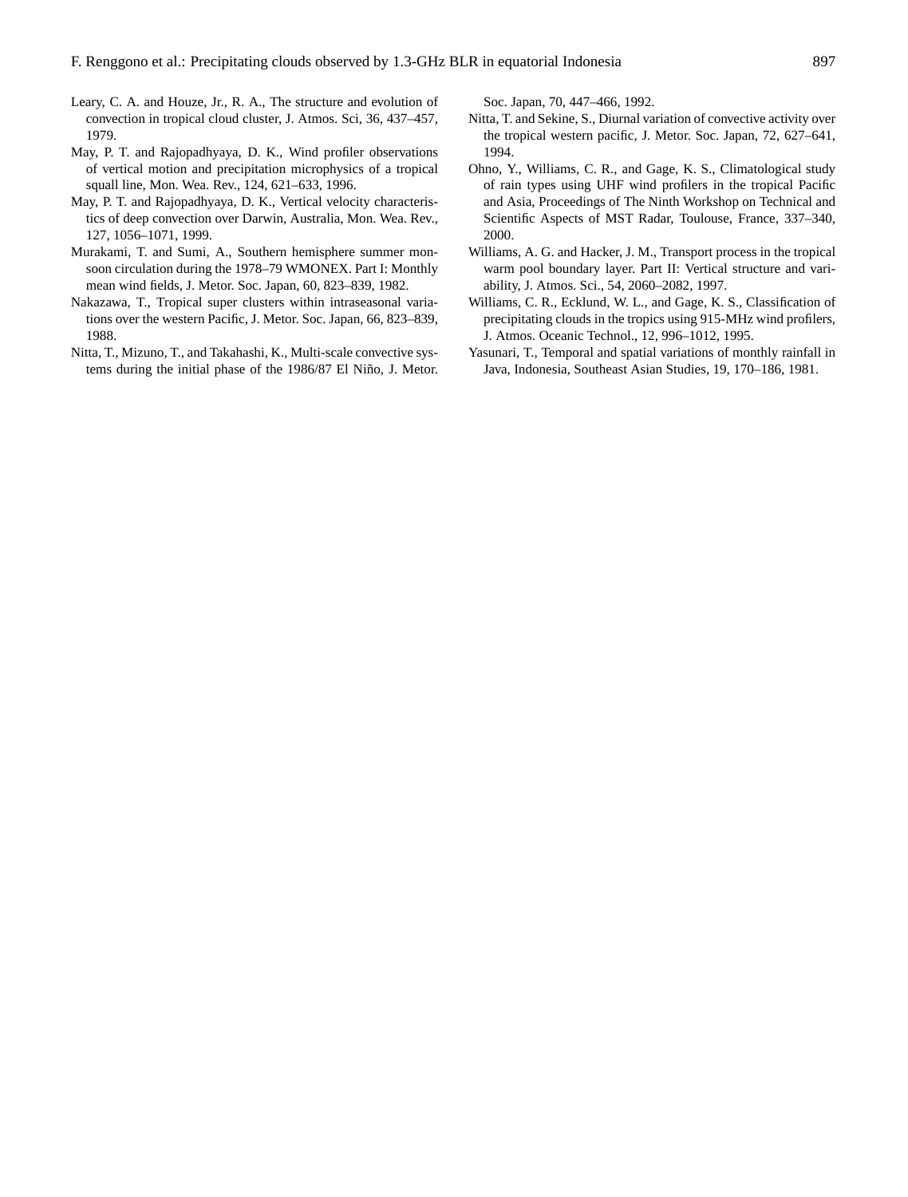Leary, C. A. and Houze, Jr., R. A., The structure and evolution of convection in tropical cloud cluster, J. Atmos. Sci, 36, 437–457, 1979.

May, P. T. and Rajopadhyaya, D. K., Wind profiler observations of vertical motion and precipitation microphysics of a tropical squall line, Mon. Wea. Rev., 124, 621–633, 1996.

May, P. T. and Rajopadhyaya, D. K., Vertical velocity characteristics of deep convection over Darwin, Australia, Mon. Wea. Rev., 127, 1056–1071, 1999.

Murakami, T. and Sumi, A., Southern hemisphere summer monsoon circulation during the 1978–79 WMONEX. Part I: Monthly mean wind fields, J. Metor. Soc. Japan, 60, 823–839, 1982.

Nakazawa, T., Tropical super clusters within intraseasonal variations over the western Pacific, J. Metor. Soc. Japan, 66, 823–839, 1988.

Nitta, T., Mizuno, T., and Takahashi, K., Multi-scale convective systems during the initial phase of the 1986/87 El Niño, J. Metor. Soc. Japan, 70, 447–466, 1992.

Nitta, T. and Sekine, S., Diurnal variation of convective activity over the tropical western pacific, J. Metor. Soc. Japan, 72, 627–641, 1994.

Ohno, Y., Williams, C. R., and Gage, K. S., Climatological study of rain types using UHF wind profilers in the tropical Pacific and Asia, Proceedings of The Ninth Workshop on Technical and Scientific Aspects of MST Radar, Toulouse, France, 337–340, 2000.

Williams, A. G. and Hacker, J. M., Transport process in the tropical warm pool boundary layer. Part II: Vertical structure and variability, J. Atmos. Sci., 54, 2060–2082, 1997.

Williams, C. R., Ecklund, W. L., and Gage, K. S., Classification of precipitating clouds in the tropics using 915-MHz wind profilers, J. Atmos. Oceanic Technol., 12, 996–1012, 1995.

Yasunari, T., Temporal and spatial variations of monthly rainfall in Java, Indonesia, Southeast Asian Studies, 19, 170–186, 1981.